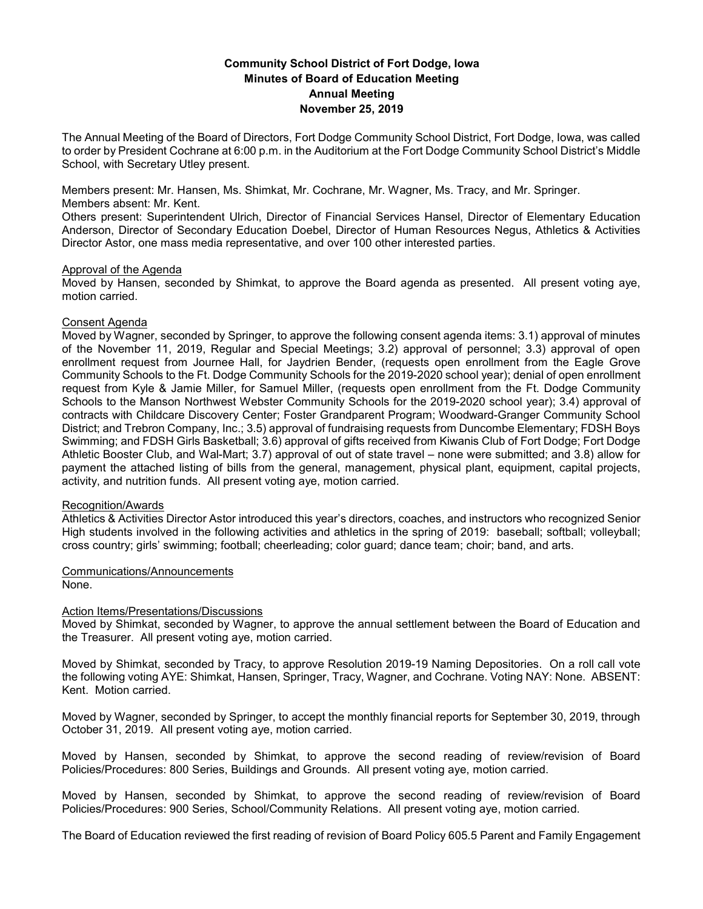**Community School District of Fort Dodge, Iowa**
**Minutes of Board of Education Meeting**
**Annual Meeting**
**November 25, 2019**

The Annual Meeting of the Board of Directors, Fort Dodge Community School District, Fort Dodge, Iowa, was called to order by President Cochrane at 6:00 p.m. in the Auditorium at the Fort Dodge Community School District's Middle School, with Secretary Utley present.

Members present: Mr. Hansen, Ms. Shimkat, Mr. Cochrane, Mr. Wagner, Ms. Tracy, and Mr. Springer.
Members absent: Mr. Kent.
Others present: Superintendent Ulrich, Director of Financial Services Hansel, Director of Elementary Education Anderson, Director of Secondary Education Doebel, Director of Human Resources Negus, Athletics & Activities Director Astor, one mass media representative, and over 100 other interested parties.

Approval of the Agenda
Moved by Hansen, seconded by Shimkat, to approve the Board agenda as presented. All present voting aye, motion carried.

Consent Agenda
Moved by Wagner, seconded by Springer, to approve the following consent agenda items: 3.1) approval of minutes of the November 11, 2019, Regular and Special Meetings; 3.2) approval of personnel; 3.3) approval of open enrollment request from Journee Hall, for Jaydrien Bender, (requests open enrollment from the Eagle Grove Community Schools to the Ft. Dodge Community Schools for the 2019-2020 school year); denial of open enrollment request from Kyle & Jamie Miller, for Samuel Miller, (requests open enrollment from the Ft. Dodge Community Schools to the Manson Northwest Webster Community Schools for the 2019-2020 school year); 3.4) approval of contracts with Childcare Discovery Center; Foster Grandparent Program; Woodward-Granger Community School District; and Trebron Company, Inc.; 3.5) approval of fundraising requests from Duncombe Elementary; FDSH Boys Swimming; and FDSH Girls Basketball; 3.6) approval of gifts received from Kiwanis Club of Fort Dodge; Fort Dodge Athletic Booster Club, and Wal-Mart; 3.7) approval of out of state travel – none were submitted; and 3.8) allow for payment the attached listing of bills from the general, management, physical plant, equipment, capital projects, activity, and nutrition funds. All present voting aye, motion carried.

Recognition/Awards
Athletics & Activities Director Astor introduced this year's directors, coaches, and instructors who recognized Senior High students involved in the following activities and athletics in the spring of 2019: baseball; softball; volleyball; cross country; girls' swimming; football; cheerleading; color guard; dance team; choir; band, and arts.

Communications/Announcements
None.

Action Items/Presentations/Discussions
Moved by Shimkat, seconded by Wagner, to approve the annual settlement between the Board of Education and the Treasurer. All present voting aye, motion carried.

Moved by Shimkat, seconded by Tracy, to approve Resolution 2019-19 Naming Depositories. On a roll call vote the following voting AYE: Shimkat, Hansen, Springer, Tracy, Wagner, and Cochrane. Voting NAY: None. ABSENT: Kent. Motion carried.

Moved by Wagner, seconded by Springer, to accept the monthly financial reports for September 30, 2019, through October 31, 2019. All present voting aye, motion carried.

Moved by Hansen, seconded by Shimkat, to approve the second reading of review/revision of Board Policies/Procedures: 800 Series, Buildings and Grounds. All present voting aye, motion carried.

Moved by Hansen, seconded by Shimkat, to approve the second reading of review/revision of Board Policies/Procedures: 900 Series, School/Community Relations. All present voting aye, motion carried.

The Board of Education reviewed the first reading of revision of Board Policy 605.5 Parent and Family Engagement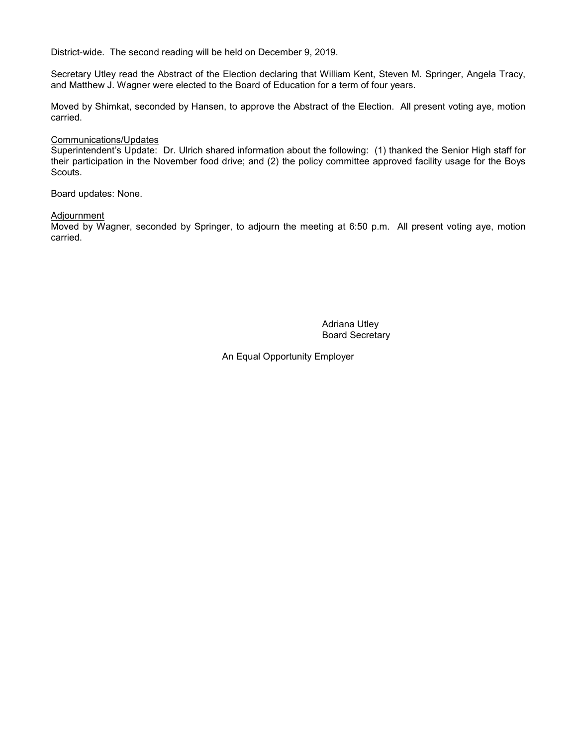District-wide. The second reading will be held on December 9, 2019.

Secretary Utley read the Abstract of the Election declaring that William Kent, Steven M. Springer, Angela Tracy, and Matthew J. Wagner were elected to the Board of Education for a term of four years.

Moved by Shimkat, seconded by Hansen, to approve the Abstract of the Election. All present voting aye, motion carried.

<u>Communications/Updates</u>

Superintendent's Update: Dr. Ulrich shared information about the following: (1) thanked the Senior High staff for their participation in the November food drive; and (2) the policy committee approved facility usage for the Boys Scouts.

Board updates: None.

<u>Adjournment</u>

Moved by Wagner, seconded by Springer, to adjourn the meeting at 6:50 p.m. All present voting aye, motion carried.

Adriana Utley
Board Secretary

An Equal Opportunity Employer